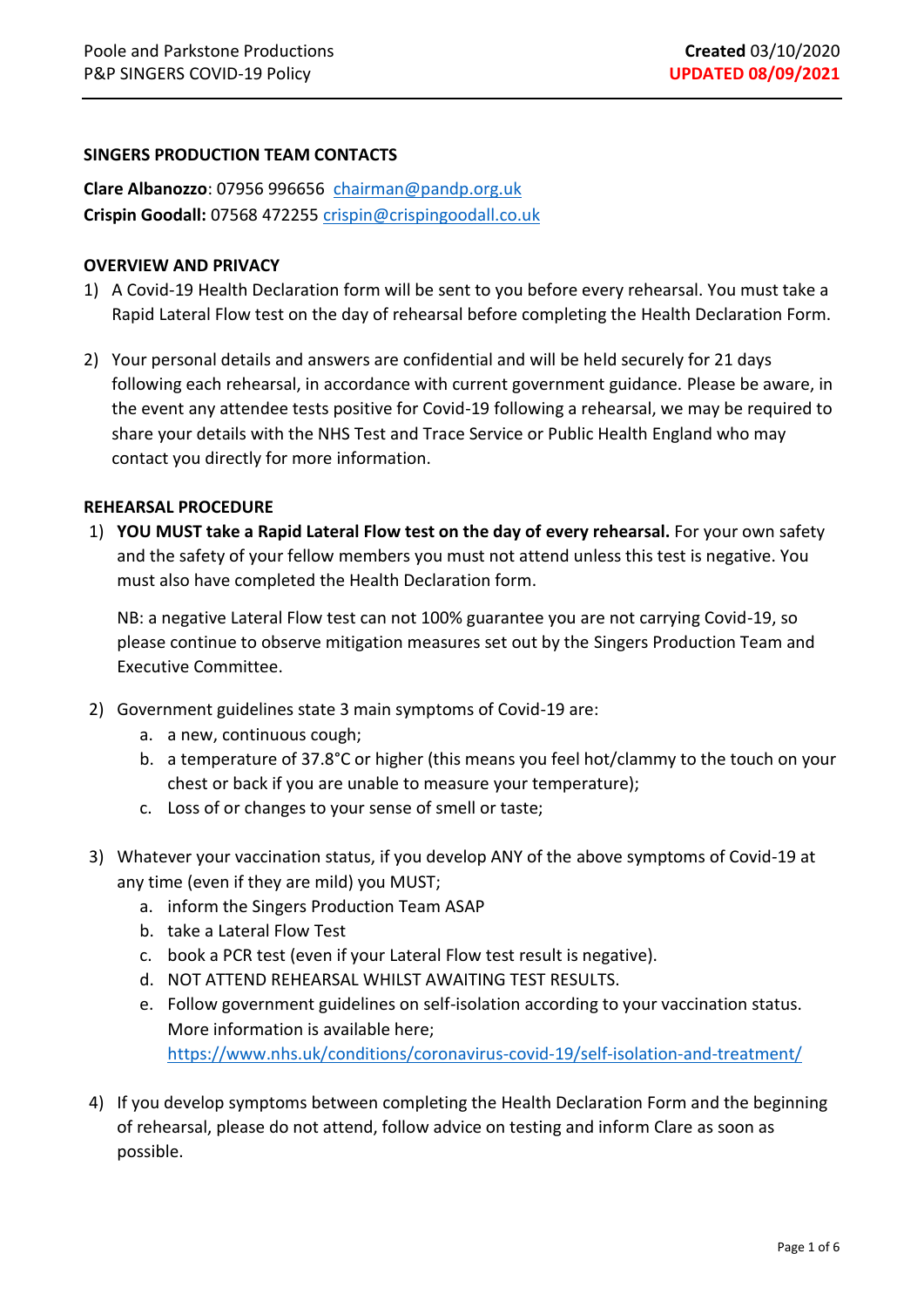Poole and Parkstone Productions
P&P SINGERS COVID-19 Policy

**Created** 03/10/2020
**UPDATED 08/09/2021**

**SINGERS PRODUCTION TEAM CONTACTS**

**Clare Albanozzo**: 07956 996656 chairman@pandp.org.uk
**Crispin Goodall:** 07568 472255 crispin@crispingoodall.co.uk

**OVERVIEW AND PRIVACY**

1) A Covid-19 Health Declaration form will be sent to you before every rehearsal. You must take a Rapid Lateral Flow test on the day of rehearsal before completing the Health Declaration Form.

2) Your personal details and answers are confidential and will be held securely for 21 days following each rehearsal, in accordance with current government guidance. Please be aware, in the event any attendee tests positive for Covid-19 following a rehearsal, we may be required to share your details with the NHS Test and Trace Service or Public Health England who may contact you directly for more information.

**REHEARSAL PROCEDURE**

1) **YOU MUST take a Rapid Lateral Flow test on the day of every rehearsal.** For your own safety and the safety of your fellow members you must not attend unless this test is negative. You must also have completed the Health Declaration form.

   NB: a negative Lateral Flow test can not 100% guarantee you are not carrying Covid-19, so please continue to observe mitigation measures set out by the Singers Production Team and Executive Committee.

2) Government guidelines state 3 main symptoms of Covid-19 are:
   a. a new, continuous cough;
   b. a temperature of 37.8°C or higher (this means you feel hot/clammy to the touch on your chest or back if you are unable to measure your temperature);
   c. Loss of or changes to your sense of smell or taste;

3) Whatever your vaccination status, if you develop ANY of the above symptoms of Covid-19 at any time (even if they are mild) you MUST;
   a. inform the Singers Production Team ASAP
   b. take a Lateral Flow Test
   c. book a PCR test (even if your Lateral Flow test result is negative).
   d. NOT ATTEND REHEARSAL WHILST AWAITING TEST RESULTS.
   e. Follow government guidelines on self-isolation according to your vaccination status. More information is available here; https://www.nhs.uk/conditions/coronavirus-covid-19/self-isolation-and-treatment/

4) If you develop symptoms between completing the Health Declaration Form and the beginning of rehearsal, please do not attend, follow advice on testing and inform Clare as soon as possible.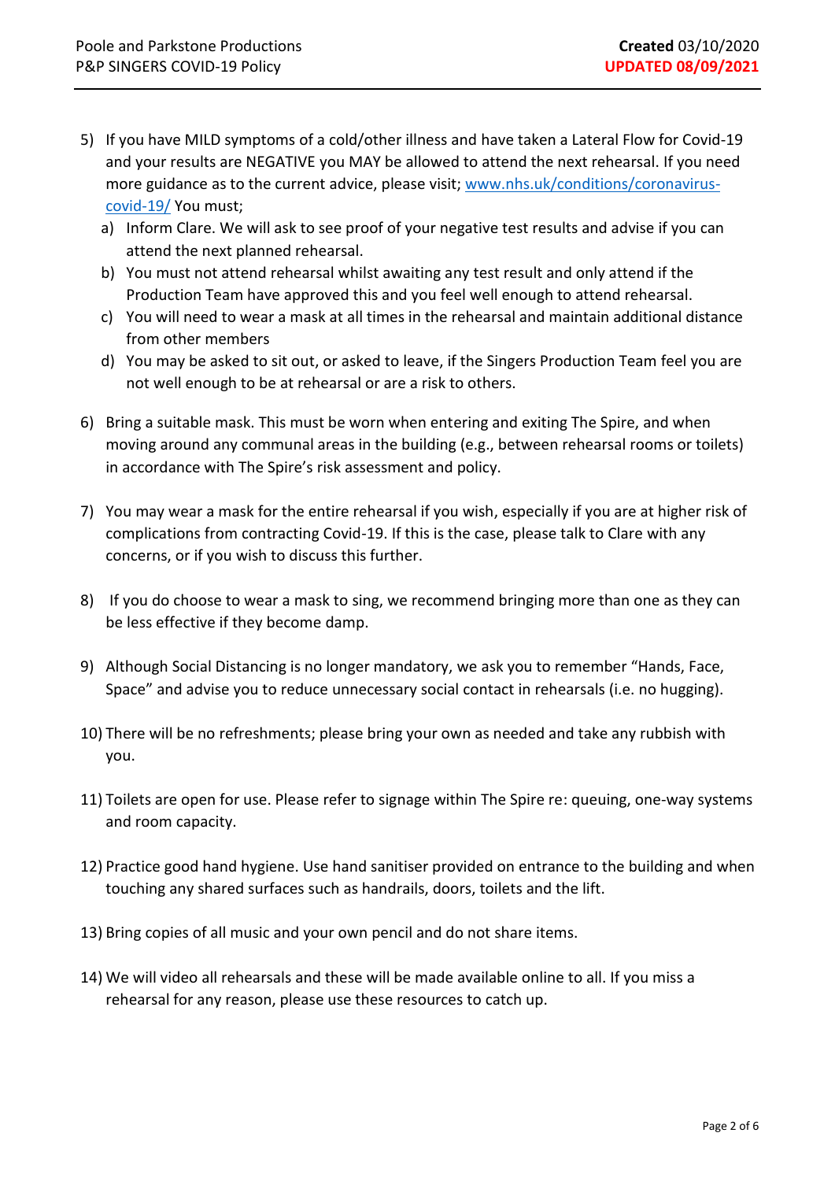5) If you have MILD symptoms of a cold/other illness and have taken a Lateral Flow for Covid-19 and your results are NEGATIVE you MAY be allowed to attend the next rehearsal. If you need more guidance as to the current advice, please visit; [www.nhs.uk/conditions/coronavirus-covid-19/](www.nhs.uk/conditions/coronavirus-covid-19/) You must;
   a) Inform Clare. We will ask to see proof of your negative test results and advise if you can attend the next planned rehearsal.
   b) You must not attend rehearsal whilst awaiting any test result and only attend if the Production Team have approved this and you feel well enough to attend rehearsal.
   c) You will need to wear a mask at all times in the rehearsal and maintain additional distance from other members
   d) You may be asked to sit out, or asked to leave, if the Singers Production Team feel you are not well enough to be at rehearsal or are a risk to others.

6) Bring a suitable mask. This must be worn when entering and exiting The Spire, and when moving around any communal areas in the building (e.g., between rehearsal rooms or toilets) in accordance with The Spire's risk assessment and policy.

7) You may wear a mask for the entire rehearsal if you wish, especially if you are at higher risk of complications from contracting Covid-19. If this is the case, please talk to Clare with any concerns, or if you wish to discuss this further.

8) If you do choose to wear a mask to sing, we recommend bringing more than one as they can be less effective if they become damp.

9) Although Social Distancing is no longer mandatory, we ask you to remember "Hands, Face, Space" and advise you to reduce unnecessary social contact in rehearsals (i.e. no hugging).

10) There will be no refreshments; please bring your own as needed and take any rubbish with you.

11) Toilets are open for use. Please refer to signage within The Spire re: queuing, one-way systems and room capacity.

12) Practice good hand hygiene. Use hand sanitiser provided on entrance to the building and when touching any shared surfaces such as handrails, doors, toilets and the lift.

13) Bring copies of all music and your own pencil and do not share items.

14) We will video all rehearsals and these will be made available online to all. If you miss a rehearsal for any reason, please use these resources to catch up.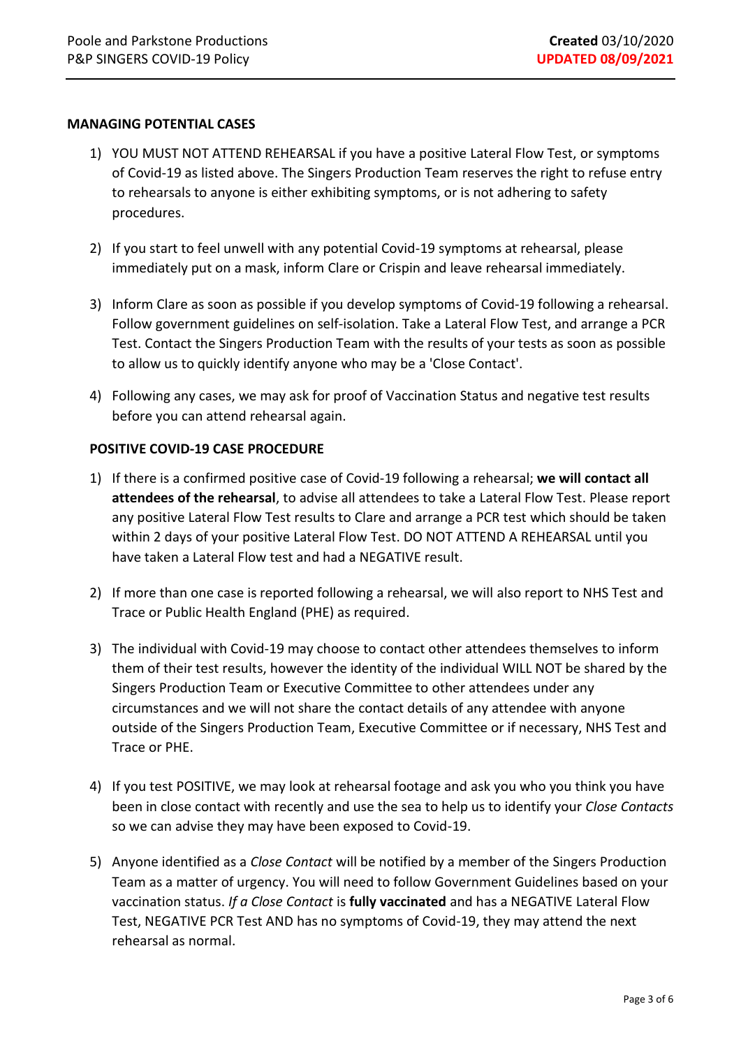## MANAGING POTENTIAL CASES

1) YOU MUST NOT ATTEND REHEARSAL if you have a positive Lateral Flow Test, or symptoms of Covid-19 as listed above. The Singers Production Team reserves the right to refuse entry to rehearsals to anyone is either exhibiting symptoms, or is not adhering to safety procedures.

2) If you start to feel unwell with any potential Covid-19 symptoms at rehearsal, please immediately put on a mask, inform Clare or Crispin and leave rehearsal immediately.

3) Inform Clare as soon as possible if you develop symptoms of Covid-19 following a rehearsal. Follow government guidelines on self-isolation. Take a Lateral Flow Test, and arrange a PCR Test. Contact the Singers Production Team with the results of your tests as soon as possible to allow us to quickly identify anyone who may be a 'Close Contact'.

4) Following any cases, we may ask for proof of Vaccination Status and negative test results before you can attend rehearsal again.

## POSITIVE COVID-19 CASE PROCEDURE

1) If there is a confirmed positive case of Covid-19 following a rehearsal; **we will contact all attendees of the rehearsal**, to advise all attendees to take a Lateral Flow Test. Please report any positive Lateral Flow Test results to Clare and arrange a PCR test which should be taken within 2 days of your positive Lateral Flow Test. DO NOT ATTEND A REHEARSAL until you have taken a Lateral Flow test and had a NEGATIVE result.

2) If more than one case is reported following a rehearsal, we will also report to NHS Test and Trace or Public Health England (PHE) as required.

3) The individual with Covid-19 may choose to contact other attendees themselves to inform them of their test results, however the identity of the individual WILL NOT be shared by the Singers Production Team or Executive Committee to other attendees under any circumstances and we will not share the contact details of any attendee with anyone outside of the Singers Production Team, Executive Committee or if necessary, NHS Test and Trace or PHE.

4) If you test POSITIVE, we may look at rehearsal footage and ask you who you think you have been in close contact with recently and use the sea to help us to identify your *Close Contacts* so we can advise they may have been exposed to Covid-19.

5) Anyone identified as a *Close Contact* will be notified by a member of the Singers Production Team as a matter of urgency. You will need to follow Government Guidelines based on your vaccination status. *If a Close Contact* is **fully vaccinated** and has a NEGATIVE Lateral Flow Test, NEGATIVE PCR Test AND has no symptoms of Covid-19, they may attend the next rehearsal as normal.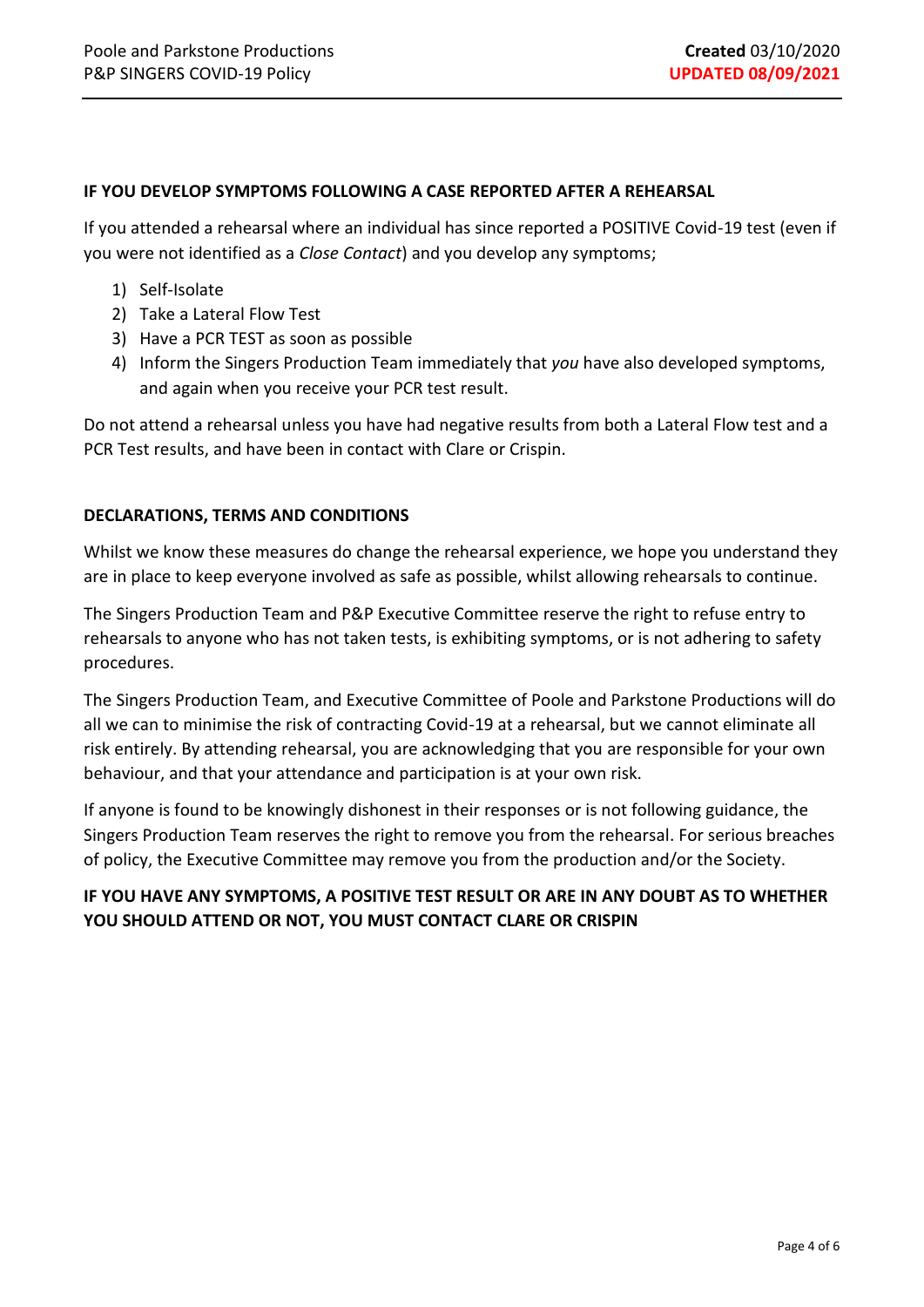**IF YOU DEVELOP SYMPTOMS FOLLOWING A CASE REPORTED AFTER A REHEARSAL**

If you attended a rehearsal where an individual has since reported a POSITIVE Covid-19 test (even if you were not identified as a *Close Contact*) and you develop any symptoms;

1) Self-Isolate
2) Take a Lateral Flow Test
3) Have a PCR TEST as soon as possible
4) Inform the Singers Production Team immediately that *you* have also developed symptoms, and again when you receive your PCR test result.

Do not attend a rehearsal unless you have had negative results from both a Lateral Flow test and a PCR Test results, and have been in contact with Clare or Crispin.

**DECLARATIONS, TERMS AND CONDITIONS**

Whilst we know these measures do change the rehearsal experience, we hope you understand they are in place to keep everyone involved as safe as possible, whilst allowing rehearsals to continue.

The Singers Production Team and P&P Executive Committee reserve the right to refuse entry to rehearsals to anyone who has not taken tests, is exhibiting symptoms, or is not adhering to safety procedures.

The Singers Production Team, and Executive Committee of Poole and Parkstone Productions will do all we can to minimise the risk of contracting Covid-19 at a rehearsal, but we cannot eliminate all risk entirely. By attending rehearsal, you are acknowledging that you are responsible for your own behaviour, and that your attendance and participation is at your own risk.

If anyone is found to be knowingly dishonest in their responses or is not following guidance, the Singers Production Team reserves the right to remove you from the rehearsal. For serious breaches of policy, the Executive Committee may remove you from the production and/or the Society.

**IF YOU HAVE ANY SYMPTOMS, A POSITIVE TEST RESULT OR ARE IN ANY DOUBT AS TO WHETHER YOU SHOULD ATTEND OR NOT, YOU MUST CONTACT CLARE OR CRISPIN**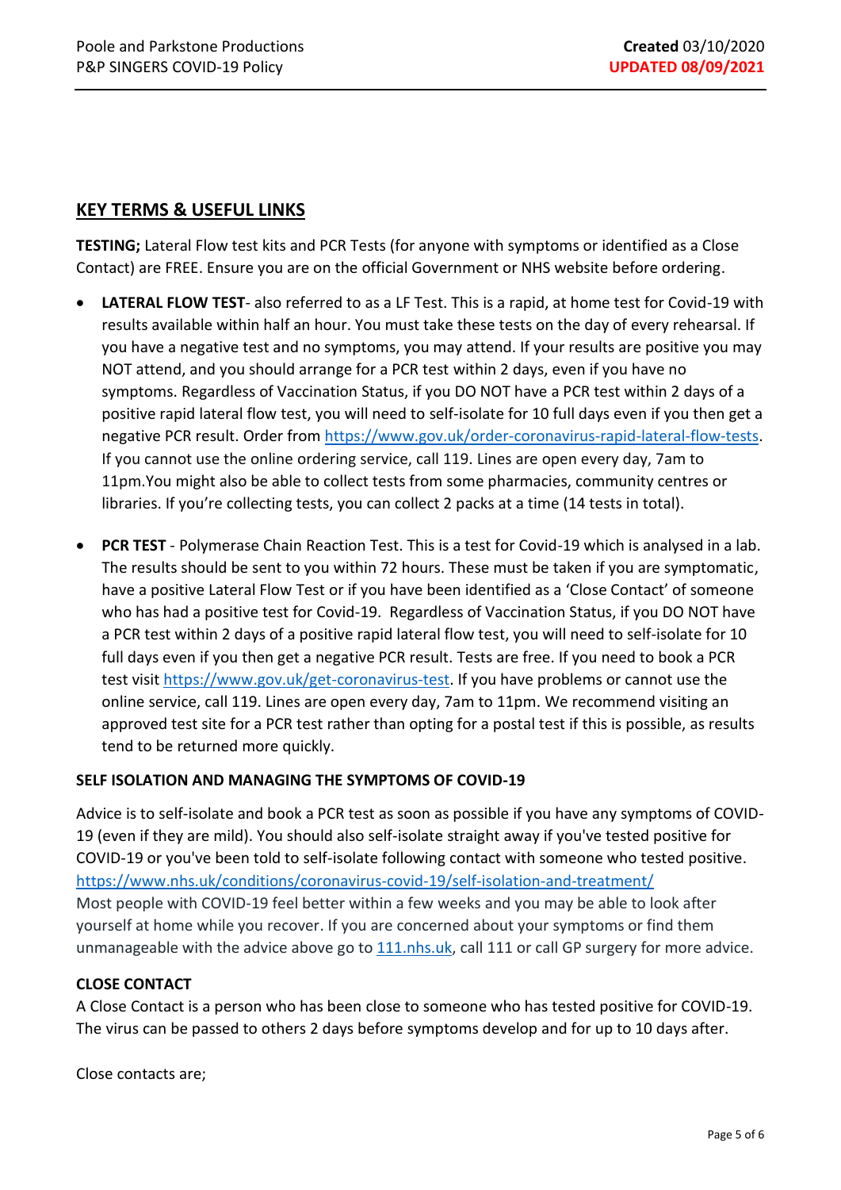## KEY TERMS & USEFUL LINKS

**TESTING;** Lateral Flow test kits and PCR Tests (for anyone with symptoms or identified as a Close Contact) are FREE. Ensure you are on the official Government or NHS website before ordering.

- **LATERAL FLOW TEST**- also referred to as a LF Test. This is a rapid, at home test for Covid-19 with results available within half an hour. You must take these tests on the day of every rehearsal. If you have a negative test and no symptoms, you may attend. If your results are positive you may NOT attend, and you should arrange for a PCR test within 2 days, even if you have no symptoms. Regardless of Vaccination Status, if you DO NOT have a PCR test within 2 days of a positive rapid lateral flow test, you will need to self-isolate for 10 full days even if you then get a negative PCR result. Order from https://www.gov.uk/order-coronavirus-rapid-lateral-flow-tests. If you cannot use the online ordering service, call 119. Lines are open every day, 7am to 11pm.You might also be able to collect tests from some pharmacies, community centres or libraries. If you're collecting tests, you can collect 2 packs at a time (14 tests in total).

- **PCR TEST** - Polymerase Chain Reaction Test. This is a test for Covid-19 which is analysed in a lab. The results should be sent to you within 72 hours. These must be taken if you are symptomatic, have a positive Lateral Flow Test or if you have been identified as a 'Close Contact' of someone who has had a positive test for Covid-19. Regardless of Vaccination Status, if you DO NOT have a PCR test within 2 days of a positive rapid lateral flow test, you will need to self-isolate for 10 full days even if you then get a negative PCR result. Tests are free. If you need to book a PCR test visit https://www.gov.uk/get-coronavirus-test. If you have problems or cannot use the online service, call 119. Lines are open every day, 7am to 11pm. We recommend visiting an approved test site for a PCR test rather than opting for a postal test if this is possible, as results tend to be returned more quickly.

### SELF ISOLATION AND MANAGING THE SYMPTOMS OF COVID-19

Advice is to self-isolate and book a PCR test as soon as possible if you have any symptoms of COVID-19 (even if they are mild). You should also self-isolate straight away if you've tested positive for COVID-19 or you've been told to self-isolate following contact with someone who tested positive.
https://www.nhs.uk/conditions/coronavirus-covid-19/self-isolation-and-treatment/
Most people with COVID-19 feel better within a few weeks and you may be able to look after yourself at home while you recover. If you are concerned about your symptoms or find them unmanageable with the advice above go to 111.nhs.uk, call 111 or call GP surgery for more advice.

### CLOSE CONTACT

A Close Contact is a person who has been close to someone who has tested positive for COVID-19. The virus can be passed to others 2 days before symptoms develop and for up to 10 days after.

Close contacts are;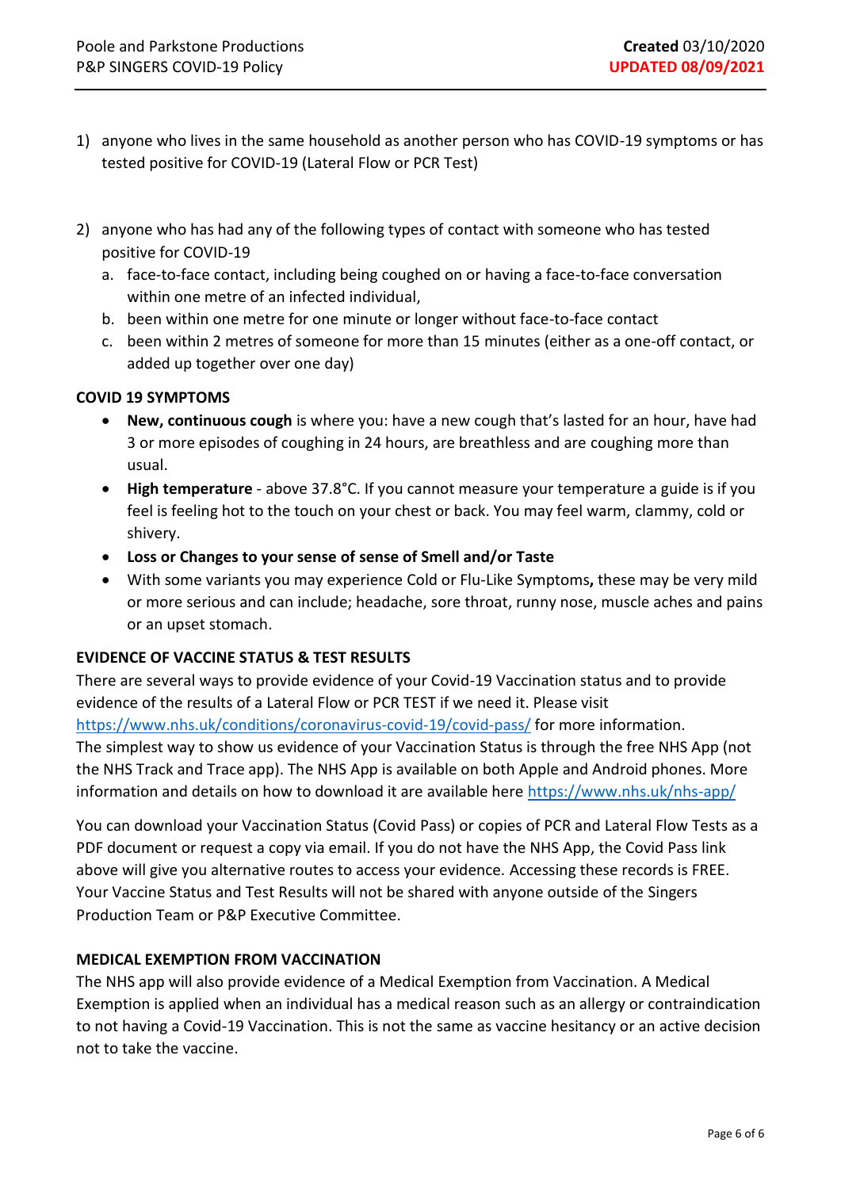1) anyone who lives in the same household as another person who has COVID-19 symptoms or has tested positive for COVID-19 (Lateral Flow or PCR Test)

2) anyone who has had any of the following types of contact with someone who has tested positive for COVID-19
   a. face-to-face contact, including being coughed on or having a face-to-face conversation within one metre of an infected individual,
   b. been within one metre for one minute or longer without face-to-face contact
   c. been within 2 metres of someone for more than 15 minutes (either as a one-off contact, or added up together over one day)

**COVID 19 SYMPTOMS**

- **New, continuous cough** is where you: have a new cough that's lasted for an hour, have had 3 or more episodes of coughing in 24 hours, are breathless and are coughing more than usual.
- **High temperature** - above 37.8°C. If you cannot measure your temperature a guide is if you feel is feeling hot to the touch on your chest or back. You may feel warm, clammy, cold or shivery.
- **Loss or Changes to your sense of sense of Smell and/or Taste**
- With some variants you may experience Cold or Flu-Like Symptoms**,** these may be very mild or more serious and can include; headache, sore throat, runny nose, muscle aches and pains or an upset stomach.

**EVIDENCE OF VACCINE STATUS & TEST RESULTS**

There are several ways to provide evidence of your Covid-19 Vaccination status and to provide evidence of the results of a Lateral Flow or PCR TEST if we need it. Please visit https://www.nhs.uk/conditions/coronavirus-covid-19/covid-pass/ for more information. The simplest way to show us evidence of your Vaccination Status is through the free NHS App (not the NHS Track and Trace app). The NHS App is available on both Apple and Android phones. More information and details on how to download it are available here https://www.nhs.uk/nhs-app/

You can download your Vaccination Status (Covid Pass) or copies of PCR and Lateral Flow Tests as a PDF document or request a copy via email. If you do not have the NHS App, the Covid Pass link above will give you alternative routes to access your evidence. Accessing these records is FREE. Your Vaccine Status and Test Results will not be shared with anyone outside of the Singers Production Team or P&P Executive Committee.

**MEDICAL EXEMPTION FROM VACCINATION**

The NHS app will also provide evidence of a Medical Exemption from Vaccination. A Medical Exemption is applied when an individual has a medical reason such as an allergy or contraindication to not having a Covid-19 Vaccination. This is not the same as vaccine hesitancy or an active decision not to take the vaccine.